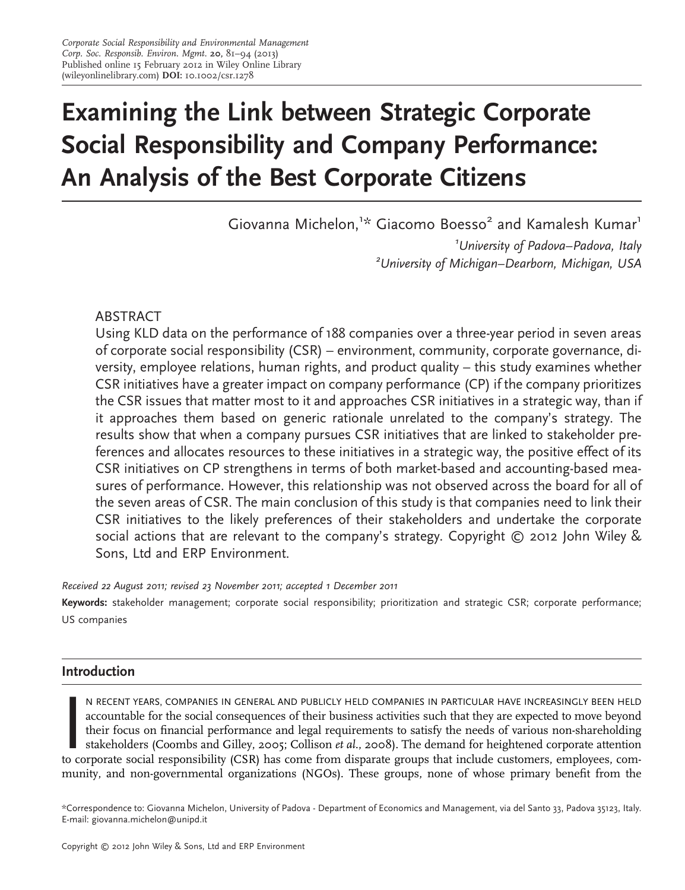# Examining the Link between Strategic Corporate Social Responsibility and Company Performance: An Analysis of the Best Corporate Citizens

Giovanna Michelon,[1]* Giacomo Boesso[2] and Kamalesh Kumar[1]

[1]*University of Padova–Padova, Italy*

[2]*University of Michigan–Dearborn, Michigan, USA*

## ABSTRACT

Using KLD data on the performance of 188 companies over a three-year period in seven areas of corporate social responsibility (CSR) – environment, community, corporate governance, diversity, employee relations, human rights, and product quality – this study examines whether CSR initiatives have a greater impact on company performance (CP) if the company prioritizes the CSR issues that matter most to it and approaches CSR initiatives in a strategic way, than if it approaches them based on generic rationale unrelated to the company's strategy. The results show that when a company pursues CSR initiatives that are linked to stakeholder preferences and allocates resources to these initiatives in a strategic way, the positive effect of its CSR initiatives on CP strengthens in terms of both market-based and accounting-based measures of performance. However, this relationship was not observed across the board for all of the seven areas of CSR. The main conclusion of this study is that companies need to link their CSR initiatives to the likely preferences of their stakeholders and undertake the corporate social actions that are relevant to the company's strategy. Copyright © 2012 John Wiley & Sons, Ltd and ERP Environment.

*Received 22 August 2011; revised 23 November 2011; accepted 1 December 2011*

**Keywords:** stakeholder management; corporate social responsibility; prioritization and strategic CSR; corporate performance; US companies

## Introduction

In recent years, companies in general and publicly held companies in particular have increasingly been held accountable for the social consequences of their business activities such that they are expected to move beyond their focus on financial performance and legal requirements to satisfy the needs of various non-shareholding stakeholders (Coombs and Gilley, 2005; Collison *et al.*, 2008). The demand for heightened corporate attention to corporate social responsibility (CSR) has come from disparate groups that include customers, employees, community, and non-governmental organizations (NGOs). These groups, none of whose primary benefit from the

*Correspondence to: Giovanna Michelon, University of Padova - Department of Economics and Management, via del Santo 33, Padova 35123, Italy. E-mail: giovanna.michelon@unipd.it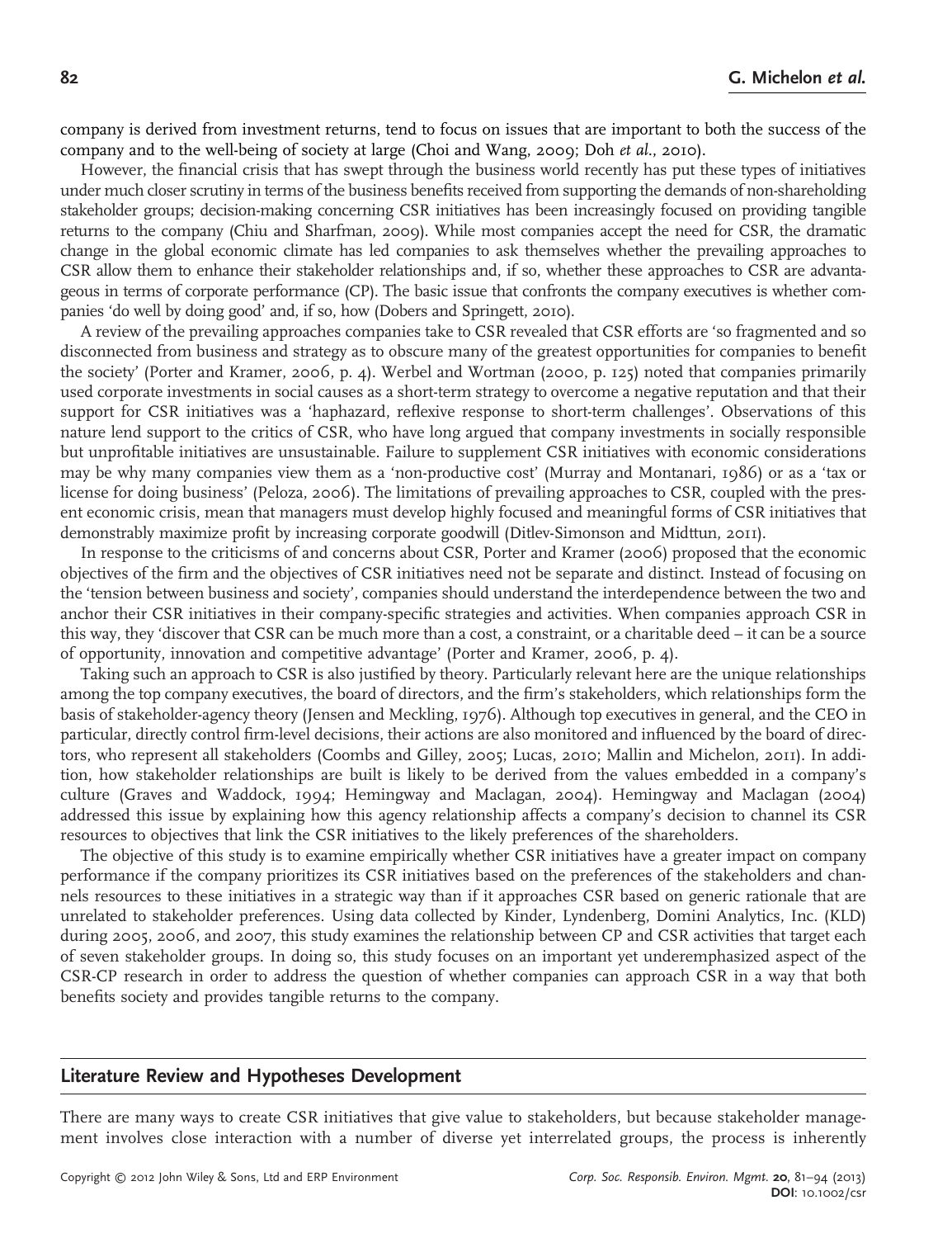company is derived from investment returns, tend to focus on issues that are important to both the success of the company and to the well-being of society at large (Choi and Wang, 2009; Doh *et al.*, 2010).

However, the financial crisis that has swept through the business world recently has put these types of initiatives under much closer scrutiny in terms of the business benefits received from supporting the demands of non-shareholding stakeholder groups; decision-making concerning CSR initiatives has been increasingly focused on providing tangible returns to the company (Chiu and Sharfman, 2009). While most companies accept the need for CSR, the dramatic change in the global economic climate has led companies to ask themselves whether the prevailing approaches to CSR allow them to enhance their stakeholder relationships and, if so, whether these approaches to CSR are advantageous in terms of corporate performance (CP). The basic issue that confronts the company executives is whether companies 'do well by doing good' and, if so, how (Dobers and Springett, 2010).

A review of the prevailing approaches companies take to CSR revealed that CSR efforts are 'so fragmented and so disconnected from business and strategy as to obscure many of the greatest opportunities for companies to benefit the society' (Porter and Kramer, 2006, p. 4). Werbel and Wortman (2000, p. 125) noted that companies primarily used corporate investments in social causes as a short-term strategy to overcome a negative reputation and that their support for CSR initiatives was a 'haphazard, reflexive response to short-term challenges'. Observations of this nature lend support to the critics of CSR, who have long argued that company investments in socially responsible but unprofitable initiatives are unsustainable. Failure to supplement CSR initiatives with economic considerations may be why many companies view them as a 'non-productive cost' (Murray and Montanari, 1986) or as a 'tax or license for doing business' (Peloza, 2006). The limitations of prevailing approaches to CSR, coupled with the present economic crisis, mean that managers must develop highly focused and meaningful forms of CSR initiatives that demonstrably maximize profit by increasing corporate goodwill (Ditlev-Simonson and Midttun, 2011).

In response to the criticisms of and concerns about CSR, Porter and Kramer (2006) proposed that the economic objectives of the firm and the objectives of CSR initiatives need not be separate and distinct. Instead of focusing on the 'tension between business and society', companies should understand the interdependence between the two and anchor their CSR initiatives in their company-specific strategies and activities. When companies approach CSR in this way, they 'discover that CSR can be much more than a cost, a constraint, or a charitable deed – it can be a source of opportunity, innovation and competitive advantage' (Porter and Kramer, 2006, p. 4).

Taking such an approach to CSR is also justified by theory. Particularly relevant here are the unique relationships among the top company executives, the board of directors, and the firm's stakeholders, which relationships form the basis of stakeholder-agency theory (Jensen and Meckling, 1976). Although top executives in general, and the CEO in particular, directly control firm-level decisions, their actions are also monitored and influenced by the board of directors, who represent all stakeholders (Coombs and Gilley, 2005; Lucas, 2010; Mallin and Michelon, 2011). In addition, how stakeholder relationships are built is likely to be derived from the values embedded in a company's culture (Graves and Waddock, 1994; Hemingway and Maclagan, 2004). Hemingway and Maclagan (2004) addressed this issue by explaining how this agency relationship affects a company's decision to channel its CSR resources to objectives that link the CSR initiatives to the likely preferences of the shareholders.

The objective of this study is to examine empirically whether CSR initiatives have a greater impact on company performance if the company prioritizes its CSR initiatives based on the preferences of the stakeholders and channels resources to these initiatives in a strategic way than if it approaches CSR based on generic rationale that are unrelated to stakeholder preferences. Using data collected by Kinder, Lyndenberg, Domini Analytics, Inc. (KLD) during 2005, 2006, and 2007, this study examines the relationship between CP and CSR activities that target each of seven stakeholder groups. In doing so, this study focuses on an important yet underemphasized aspect of the CSR-CP research in order to address the question of whether companies can approach CSR in a way that both benefits society and provides tangible returns to the company.

## Literature Review and Hypotheses Development

There are many ways to create CSR initiatives that give value to stakeholders, but because stakeholder management involves close interaction with a number of diverse yet interrelated groups, the process is inherently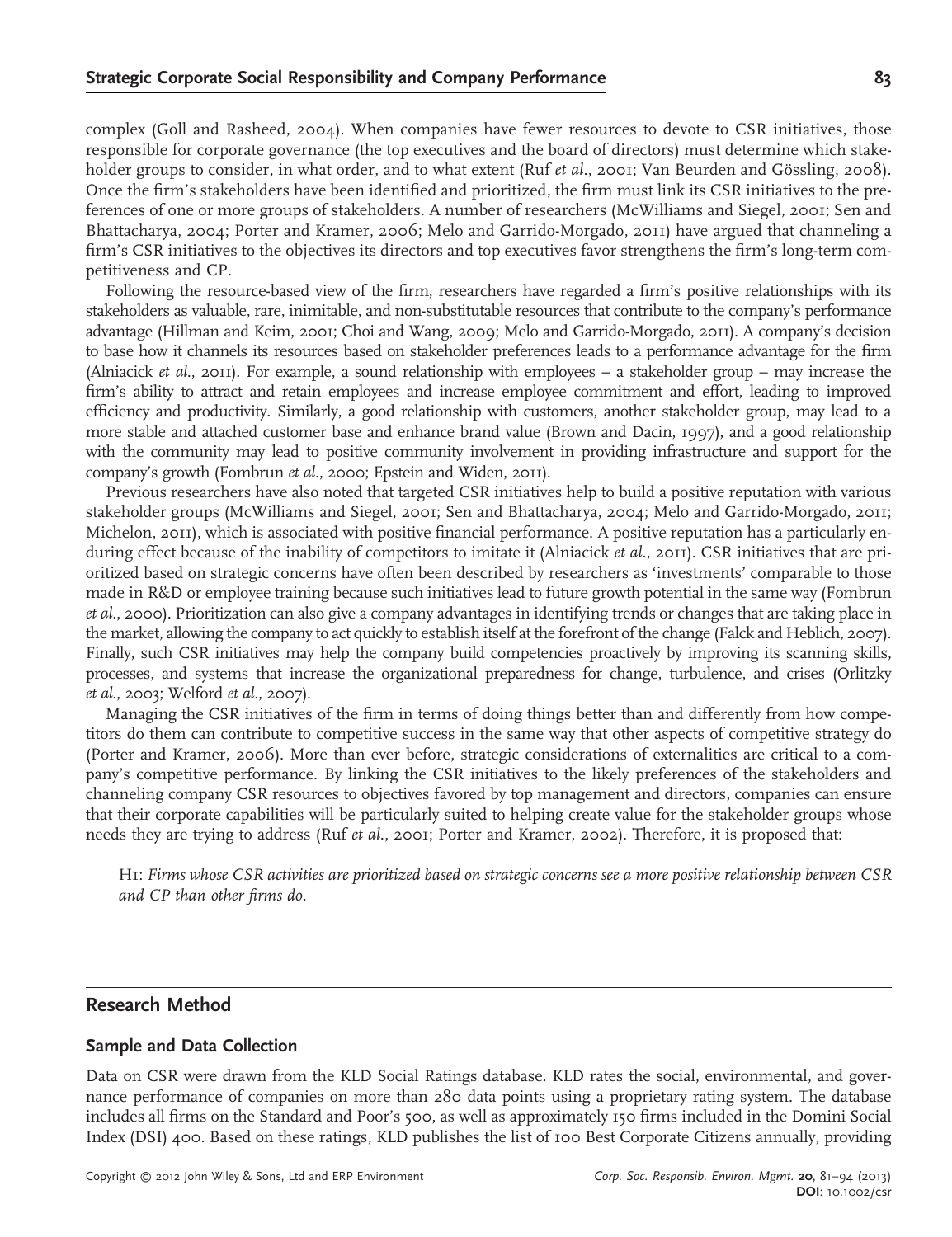complex (Goll and Rasheed, 2004). When companies have fewer resources to devote to CSR initiatives, those responsible for corporate governance (the top executives and the board of directors) must determine which stakeholder groups to consider, in what order, and to what extent (Ruf *et al.*, 2001; Van Beurden and Gössling, 2008). Once the firm's stakeholders have been identified and prioritized, the firm must link its CSR initiatives to the preferences of one or more groups of stakeholders. A number of researchers (McWilliams and Siegel, 2001; Sen and Bhattacharya, 2004; Porter and Kramer, 2006; Melo and Garrido-Morgado, 2011) have argued that channeling a firm's CSR initiatives to the objectives its directors and top executives favor strengthens the firm's long-term competitiveness and CP.

Following the resource-based view of the firm, researchers have regarded a firm's positive relationships with its stakeholders as valuable, rare, inimitable, and non-substitutable resources that contribute to the company's performance advantage (Hillman and Keim, 2001; Choi and Wang, 2009; Melo and Garrido-Morgado, 2011). A company's decision to base how it channels its resources based on stakeholder preferences leads to a performance advantage for the firm (Alniacick *et al.*, 2011). For example, a sound relationship with employees – a stakeholder group – may increase the firm's ability to attract and retain employees and increase employee commitment and effort, leading to improved efficiency and productivity. Similarly, a good relationship with customers, another stakeholder group, may lead to a more stable and attached customer base and enhance brand value (Brown and Dacin, 1997), and a good relationship with the community may lead to positive community involvement in providing infrastructure and support for the company's growth (Fombrun *et al.*, 2000; Epstein and Widen, 2011).

Previous researchers have also noted that targeted CSR initiatives help to build a positive reputation with various stakeholder groups (McWilliams and Siegel, 2001; Sen and Bhattacharya, 2004; Melo and Garrido-Morgado, 2011; Michelon, 2011), which is associated with positive financial performance. A positive reputation has a particularly enduring effect because of the inability of competitors to imitate it (Alniacick *et al.*, 2011). CSR initiatives that are prioritized based on strategic concerns have often been described by researchers as 'investments' comparable to those made in R&D or employee training because such initiatives lead to future growth potential in the same way (Fombrun *et al.*, 2000). Prioritization can also give a company advantages in identifying trends or changes that are taking place in the market, allowing the company to act quickly to establish itself at the forefront of the change (Falck and Heblich, 2007). Finally, such CSR initiatives may help the company build competencies proactively by improving its scanning skills, processes, and systems that increase the organizational preparedness for change, turbulence, and crises (Orlitzky *et al.*, 2003; Welford *et al.*, 2007).

Managing the CSR initiatives of the firm in terms of doing things better than and differently from how competitors do them can contribute to competitive success in the same way that other aspects of competitive strategy do (Porter and Kramer, 2006). More than ever before, strategic considerations of externalities are critical to a company's competitive performance. By linking the CSR initiatives to the likely preferences of the stakeholders and channeling company CSR resources to objectives favored by top management and directors, companies can ensure that their corporate capabilities will be particularly suited to helping create value for the stakeholder groups whose needs they are trying to address (Ruf *et al.*, 2001; Porter and Kramer, 2002). Therefore, it is proposed that:

> H1: *Firms whose CSR activities are prioritized based on strategic concerns see a more positive relationship between CSR and CP than other firms do.*

## Research Method

### Sample and Data Collection

Data on CSR were drawn from the KLD Social Ratings database. KLD rates the social, environmental, and governance performance of companies on more than 280 data points using a proprietary rating system. The database includes all firms on the Standard and Poor's 500, as well as approximately 150 firms included in the Domini Social Index (DSI) 400. Based on these ratings, KLD publishes the list of 100 Best Corporate Citizens annually, providing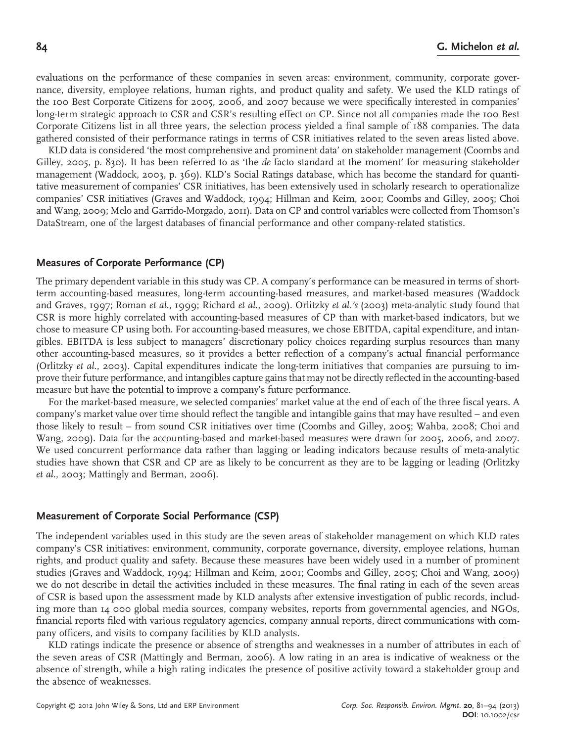evaluations on the performance of these companies in seven areas: environment, community, corporate governance, diversity, employee relations, human rights, and product quality and safety. We used the KLD ratings of the 100 Best Corporate Citizens for 2005, 2006, and 2007 because we were specifically interested in companies' long-term strategic approach to CSR and CSR's resulting effect on CP. Since not all companies made the 100 Best Corporate Citizens list in all three years, the selection process yielded a final sample of 188 companies. The data gathered consisted of their performance ratings in terms of CSR initiatives related to the seven areas listed above.

KLD data is considered 'the most comprehensive and prominent data' on stakeholder management (Coombs and Gilley, 2005, p. 830). It has been referred to as 'the *de* facto standard at the moment' for measuring stakeholder management (Waddock, 2003, p. 369). KLD's Social Ratings database, which has become the standard for quantitative measurement of companies' CSR initiatives, has been extensively used in scholarly research to operationalize companies' CSR initiatives (Graves and Waddock, 1994; Hillman and Keim, 2001; Coombs and Gilley, 2005; Choi and Wang, 2009; Melo and Garrido-Morgado, 2011). Data on CP and control variables were collected from Thomson's DataStream, one of the largest databases of financial performance and other company-related statistics.

## Measures of Corporate Performance (CP)

The primary dependent variable in this study was CP. A company's performance can be measured in terms of short-term accounting-based measures, long-term accounting-based measures, and market-based measures (Waddock and Graves, 1997; Roman *et al.*, 1999; Richard *et al.*, 2009). Orlitzky *et al.'s* (2003) meta-analytic study found that CSR is more highly correlated with accounting-based measures of CP than with market-based indicators, but we chose to measure CP using both. For accounting-based measures, we chose EBITDA, capital expenditure, and intangibles. EBITDA is less subject to managers' discretionary policy choices regarding surplus resources than many other accounting-based measures, so it provides a better reflection of a company's actual financial performance (Orlitzky *et al.*, 2003). Capital expenditures indicate the long-term initiatives that companies are pursuing to improve their future performance, and intangibles capture gains that may not be directly reflected in the accounting-based measure but have the potential to improve a company's future performance.

For the market-based measure, we selected companies' market value at the end of each of the three fiscal years. A company's market value over time should reflect the tangible and intangible gains that may have resulted – and even those likely to result – from sound CSR initiatives over time (Coombs and Gilley, 2005; Wahba, 2008; Choi and Wang, 2009). Data for the accounting-based and market-based measures were drawn for 2005, 2006, and 2007. We used concurrent performance data rather than lagging or leading indicators because results of meta-analytic studies have shown that CSR and CP are as likely to be concurrent as they are to be lagging or leading (Orlitzky *et al.*, 2003; Mattingly and Berman, 2006).

## Measurement of Corporate Social Performance (CSP)

The independent variables used in this study are the seven areas of stakeholder management on which KLD rates company's CSR initiatives: environment, community, corporate governance, diversity, employee relations, human rights, and product quality and safety. Because these measures have been widely used in a number of prominent studies (Graves and Waddock, 1994; Hillman and Keim, 2001; Coombs and Gilley, 2005; Choi and Wang, 2009) we do not describe in detail the activities included in these measures. The final rating in each of the seven areas of CSR is based upon the assessment made by KLD analysts after extensive investigation of public records, including more than 14 000 global media sources, company websites, reports from governmental agencies, and NGOs, financial reports filed with various regulatory agencies, company annual reports, direct communications with company officers, and visits to company facilities by KLD analysts.

KLD ratings indicate the presence or absence of strengths and weaknesses in a number of attributes in each of the seven areas of CSR (Mattingly and Berman, 2006). A low rating in an area is indicative of weakness or the absence of strength, while a high rating indicates the presence of positive activity toward a stakeholder group and the absence of weaknesses.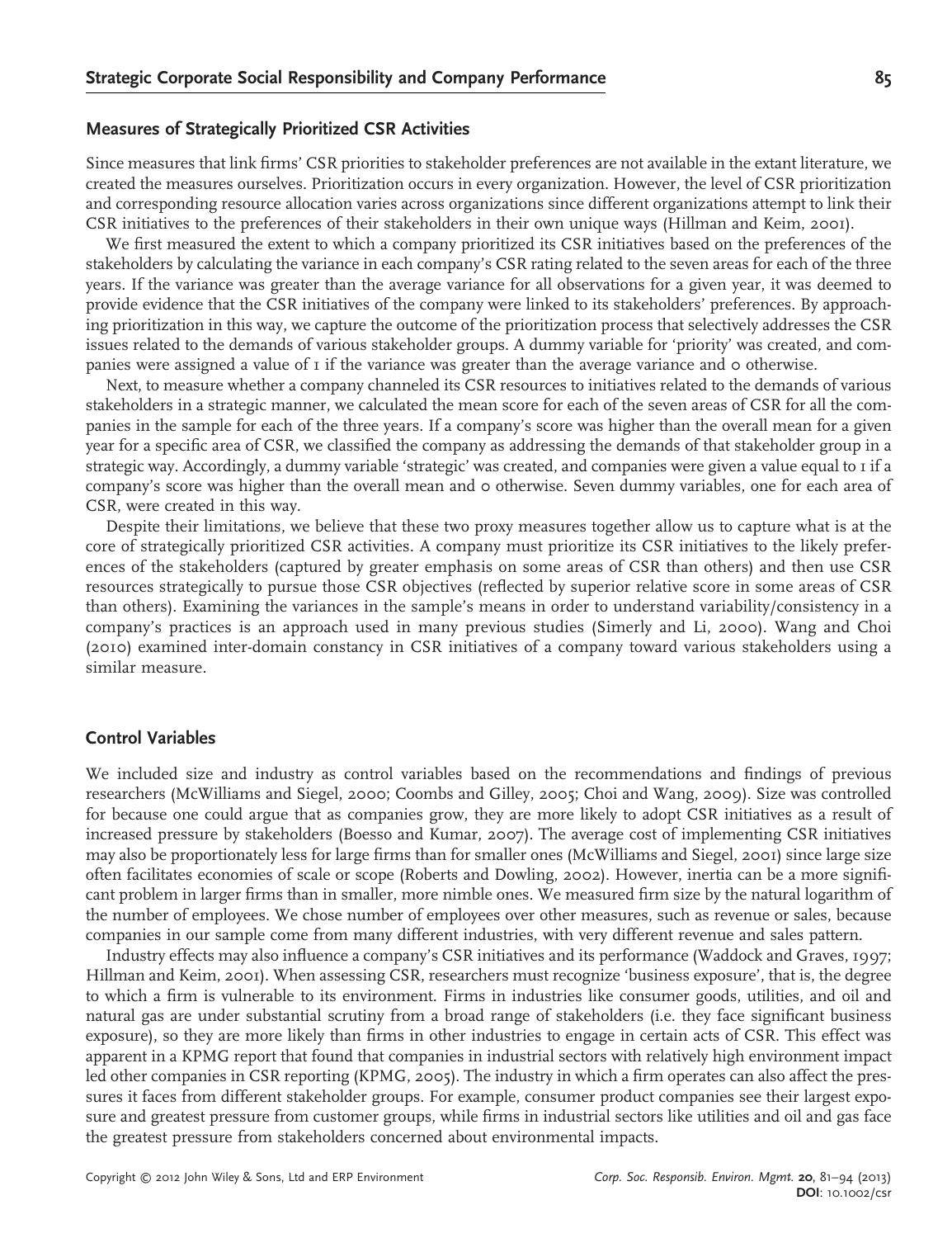### Measures of Strategically Prioritized CSR Activities

Since measures that link firms' CSR priorities to stakeholder preferences are not available in the extant literature, we created the measures ourselves. Prioritization occurs in every organization. However, the level of CSR prioritization and corresponding resource allocation varies across organizations since different organizations attempt to link their CSR initiatives to the preferences of their stakeholders in their own unique ways (Hillman and Keim, 2001).

We first measured the extent to which a company prioritized its CSR initiatives based on the preferences of the stakeholders by calculating the variance in each company's CSR rating related to the seven areas for each of the three years. If the variance was greater than the average variance for all observations for a given year, it was deemed to provide evidence that the CSR initiatives of the company were linked to its stakeholders' preferences. By approaching prioritization in this way, we capture the outcome of the prioritization process that selectively addresses the CSR issues related to the demands of various stakeholder groups. A dummy variable for 'priority' was created, and companies were assigned a value of 1 if the variance was greater than the average variance and 0 otherwise.

Next, to measure whether a company channeled its CSR resources to initiatives related to the demands of various stakeholders in a strategic manner, we calculated the mean score for each of the seven areas of CSR for all the companies in the sample for each of the three years. If a company's score was higher than the overall mean for a given year for a specific area of CSR, we classified the company as addressing the demands of that stakeholder group in a strategic way. Accordingly, a dummy variable 'strategic' was created, and companies were given a value equal to 1 if a company's score was higher than the overall mean and 0 otherwise. Seven dummy variables, one for each area of CSR, were created in this way.

Despite their limitations, we believe that these two proxy measures together allow us to capture what is at the core of strategically prioritized CSR activities. A company must prioritize its CSR initiatives to the likely preferences of the stakeholders (captured by greater emphasis on some areas of CSR than others) and then use CSR resources strategically to pursue those CSR objectives (reflected by superior relative score in some areas of CSR than others). Examining the variances in the sample's means in order to understand variability/consistency in a company's practices is an approach used in many previous studies (Simerly and Li, 2000). Wang and Choi (2010) examined inter-domain constancy in CSR initiatives of a company toward various stakeholders using a similar measure.

### Control Variables

We included size and industry as control variables based on the recommendations and findings of previous researchers (McWilliams and Siegel, 2000; Coombs and Gilley, 2005; Choi and Wang, 2009). Size was controlled for because one could argue that as companies grow, they are more likely to adopt CSR initiatives as a result of increased pressure by stakeholders (Boesso and Kumar, 2007). The average cost of implementing CSR initiatives may also be proportionately less for large firms than for smaller ones (McWilliams and Siegel, 2001) since large size often facilitates economies of scale or scope (Roberts and Dowling, 2002). However, inertia can be a more significant problem in larger firms than in smaller, more nimble ones. We measured firm size by the natural logarithm of the number of employees. We chose number of employees over other measures, such as revenue or sales, because companies in our sample come from many different industries, with very different revenue and sales pattern.

Industry effects may also influence a company's CSR initiatives and its performance (Waddock and Graves, 1997; Hillman and Keim, 2001). When assessing CSR, researchers must recognize 'business exposure', that is, the degree to which a firm is vulnerable to its environment. Firms in industries like consumer goods, utilities, and oil and natural gas are under substantial scrutiny from a broad range of stakeholders (i.e. they face significant business exposure), so they are more likely than firms in other industries to engage in certain acts of CSR. This effect was apparent in a KPMG report that found that companies in industrial sectors with relatively high environment impact led other companies in CSR reporting (KPMG, 2005). The industry in which a firm operates can also affect the pressures it faces from different stakeholder groups. For example, consumer product companies see their largest exposure and greatest pressure from customer groups, while firms in industrial sectors like utilities and oil and gas face the greatest pressure from stakeholders concerned about environmental impacts.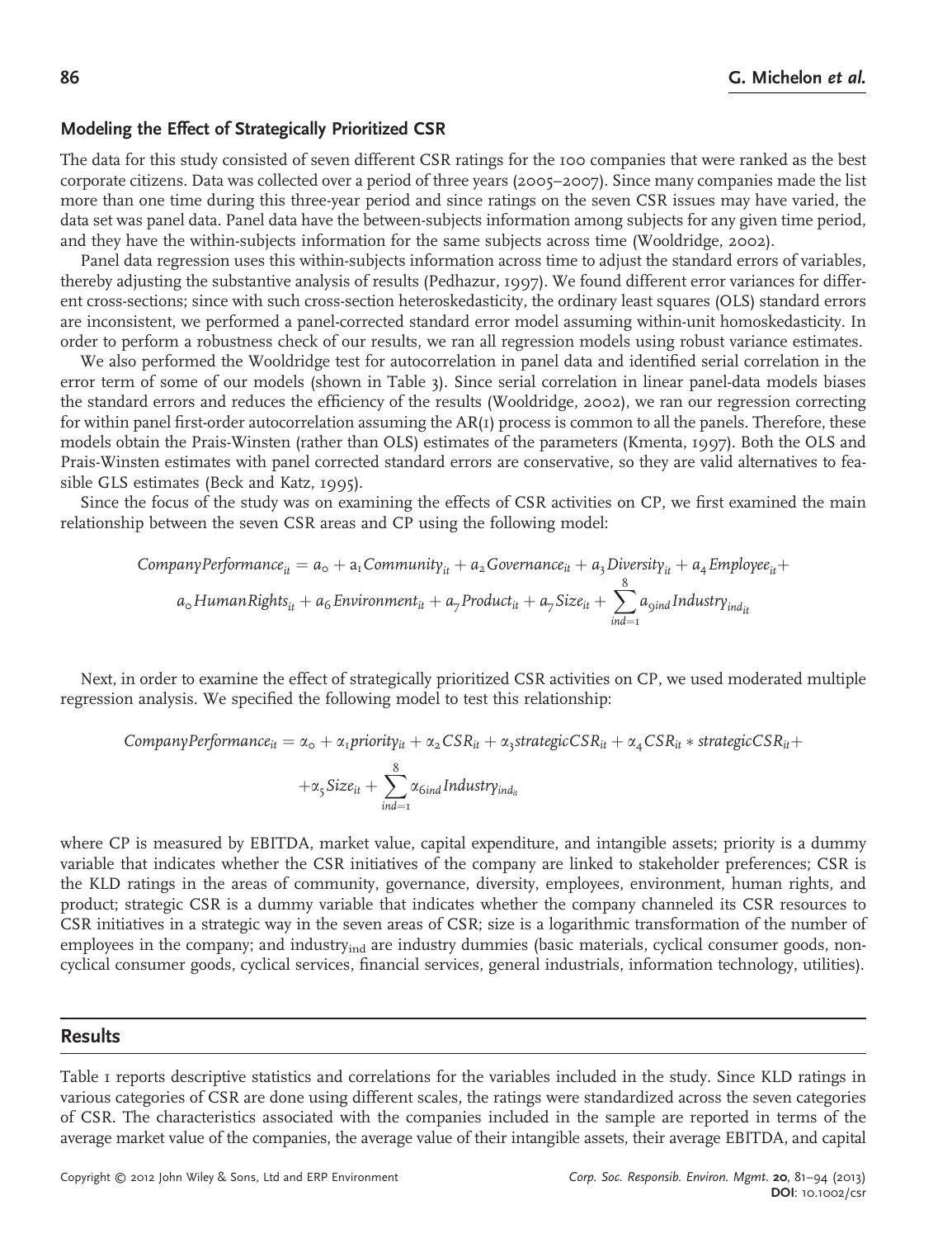### Modeling the Effect of Strategically Prioritized CSR

The data for this study consisted of seven different CSR ratings for the 100 companies that were ranked as the best corporate citizens. Data was collected over a period of three years (2005–2007). Since many companies made the list more than one time during this three-year period and since ratings on the seven CSR issues may have varied, the data set was panel data. Panel data have the between-subjects information among subjects for any given time period, and they have the within-subjects information for the same subjects across time (Wooldridge, 2002).

Panel data regression uses this within-subjects information across time to adjust the standard errors of variables, thereby adjusting the substantive analysis of results (Pedhazur, 1997). We found different error variances for different cross-sections; since with such cross-section heteroskedasticity, the ordinary least squares (OLS) standard errors are inconsistent, we performed a panel-corrected standard error model assuming within-unit homoskedasticity. In order to perform a robustness check of our results, we ran all regression models using robust variance estimates.

We also performed the Wooldridge test for autocorrelation in panel data and identified serial correlation in the error term of some of our models (shown in Table 3). Since serial correlation in linear panel-data models biases the standard errors and reduces the efficiency of the results (Wooldridge, 2002), we ran our regression correcting for within panel first-order autocorrelation assuming the AR(1) process is common to all the panels. Therefore, these models obtain the Prais-Winsten (rather than OLS) estimates of the parameters (Kmenta, 1997). Both the OLS and Prais-Winsten estimates with panel corrected standard errors are conservative, so they are valid alternatives to feasible GLS estimates (Beck and Katz, 1995).

Since the focus of the study was on examining the effects of CSR activities on CP, we first examined the main relationship between the seven CSR areas and CP using the following model:

$$CompanyPerformance_{it} = a_0 + a_1 Community_{it} + a_2 Governance_{it} + a_3 Diversity_{it} + a_4 Employee_{it} + a_0 HumanRights_{it} + a_6 Environment_{it} + a_7 Product_{it} + a_7 Size_{it} + \sum_{ind=1}^{8} a_{9ind} Industry_{ind_{it}}$$

Next, in order to examine the effect of strategically prioritized CSR activities on CP, we used moderated multiple regression analysis. We specified the following model to test this relationship:

$$CompanyPerformance_{it} = \alpha_0 + \alpha_1 priority_{it} + \alpha_2 CSR_{it} + \alpha_3 strategicCSR_{it} + \alpha_4 CSR_{it} * strategicCSR_{it} + \alpha_5 Size_{it} + \sum_{ind=1}^{8} \alpha_{6ind} Industry_{ind_{it}}$$

where CP is measured by EBITDA, market value, capital expenditure, and intangible assets; priority is a dummy variable that indicates whether the CSR initiatives of the company are linked to stakeholder preferences; CSR is the KLD ratings in the areas of community, governance, diversity, employees, environment, human rights, and product; strategic CSR is a dummy variable that indicates whether the company channeled its CSR resources to CSR initiatives in a strategic way in the seven areas of CSR; size is a logarithmic transformation of the number of employees in the company; and $industry_{ind}$ are industry dummies (basic materials, cyclical consumer goods, non-cyclical consumer goods, cyclical services, financial services, general industrials, information technology, utilities).

## Results

Table 1 reports descriptive statistics and correlations for the variables included in the study. Since KLD ratings in various categories of CSR are done using different scales, the ratings were standardized across the seven categories of CSR. The characteristics associated with the companies included in the sample are reported in terms of the average market value of the companies, the average value of their intangible assets, their average EBITDA, and capital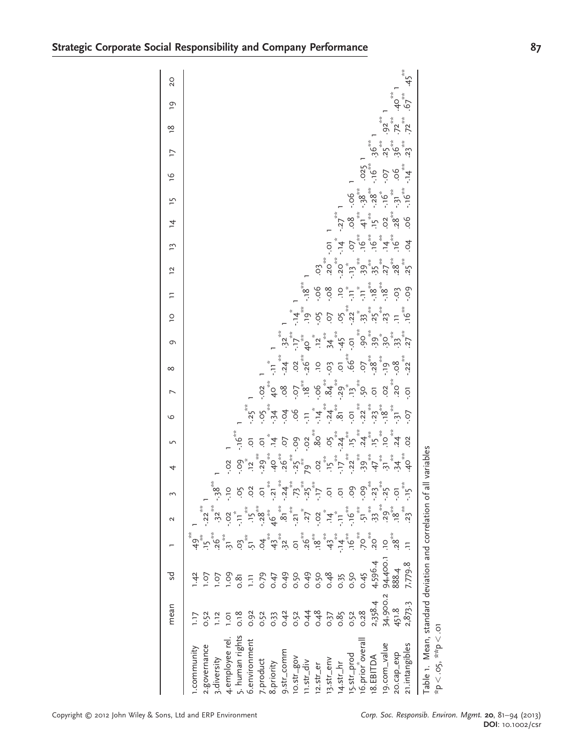| | mean | sd | 1 | 2 | 3 | 4 | 5 | 6 | 7 | 8 | 9 | 10 | 11 | 12 | 13 | 14 | 15 | 16 | 17 | 18 | 19 | 20 |
|---|---|---|---|---|---|---|---|---|---|---|---|---|---|---|---|---|---|---|---|---|---|---|
| 1.community | 1.17 | 1.42 | .49** | 1 | | | | | | | | | | | | | | | | | | |
| 2.governance | 0.52 | 1.07 | .15** | -.22** | 1 | | | | | | | | | | | | | | | | | |
| 3.diversity | 1.12 | 1.07 | .26** | .32** | .38** | 1 | | | | | | | | | | | | | | | | |
| 4.employee rel. | 1.01 | 1.09 | .31 | -.02 | -.10 | -.02 | 1 | | | | | | | | | | | | | | | |
| 5. human rights | 0.18 | 0.81 | .03 | -.11* | .05 | -.09 | -.16** | 1 | | | | | | | | | | | | | | |
| 6.environment | 0.92 | 1.11 | .51** | .15** | .02 | .12* | .01 | -.25** | 1 | | | | | | | | | | | | | |
| 7.product | 0.52 | 0.79 | .04 | -.28** | .01 | -.29** | .01 | -.05 | -.02 | 1 | | | | | | | | | | | | |
| 8.priority | 0.33 | 0.47 | .43** | .46** | -.21** | .40** | .14* | -.34** | .40** | -.11* | 1 | | | | | | | | | | | |
| 9.str_comm | 0.42 | 0.49 | .32 | .81** | -.24** | .26** | .07 | -.04 | .08 | -.24** | .32** | 1 | | | | | | | | | | |
| 10.str_gov | 0.52 | 0.50 | .01 | -.21** | .73** | -.25** | -.09 | .06 | -.07 | .02 | -.17** | -.14* | 1 | | | | | | | | | |
| 11.str_div | 0.44 | 0.49 | .26** | .27* | -.25** | .79** | -.02 | -.11 | .18** | -.26** | .40** | .19** | -.18** | 1 | | | | | | | | |
| 12.str_er | 0.48 | 0.50 | .18** | -.02 | -.17** | .02 | .80** | -.14* | -.06 | .10 | .12* | -.05 | -.06 | .03 | 1 | | | | | | | |
| 13.str_env | 0.37 | 0.48 | .43** | .14* | .01 | .15** | .05 | -.24** | .84** | -.03 | .34** | .07 | -.08 | .20** | -.01 | 1 | | | | | | |
| 14.str_hr | 0.85 | 0.35 | -.14** | -.11* | .01 | -.17** | -.24** | .81** | -.29* | .01 | -.45** | .05 | .10 | -.20** | -.14* | -.27** | 1 | | | | | |
| 15.str_prod | 0.52 | 0.50 | .16** | -.16** | .09 | -.22** | .15** | -.01 | .13** | .66** | -.01 | -.22** | -.11* | -.13* | .07 | .08 | -.06 | 1 | | | | |
| 16.prior_overall | 0.28 | 0.45 | .70** | .51** | -.09 | .39** | .24** | -.22** | .50** | .07 | .90** | .33** | -.11* | .39** | .16** | .41** | -.38** | .025 | 1 | | | |
| 18.EBITDA | 2,358.4 | 4,596.4 | .20** | .33** | -.23** | .47** | .15** | -.23** | .01 | -.28** | .39** | .25** | -.18** | .35** | .16** | .15 | -.28** | -.16** | .36** | 1 | | |
| 19.com_value | 34,900.2 | 94,400.1 | .10 | .29** | -.25** | .31** | .10** | -.18** | .02 | -.19** | .30* | .23** | -.18** | .27** | .14** | .02 | -.16* | -.07 | .25** | .92** | 1 | |
| 20.cap_exp | 451.8 | 888.4 | .28** | .18** | -.01 | .34** | .24** | -.31** | .20** | -.08 | .33** | .11 | -.03 | .28** | .16** | .28** | -.31** | .06 | .36** | .72** | .40** | 1 |
| 21.intangibles | 2,873.3 | 7,779.8 | .11 | .23** | -.15** | .40** | .02 | -.07 | -.01 | -.22** | .27** | .16** | -.09 | .25 | .04 | .06 | -.16** | -.14** | .23** | .72** | .67** | .45** |

Table 1. Mean, standard deviation and correlation of all variables

*p < .05, **p < .01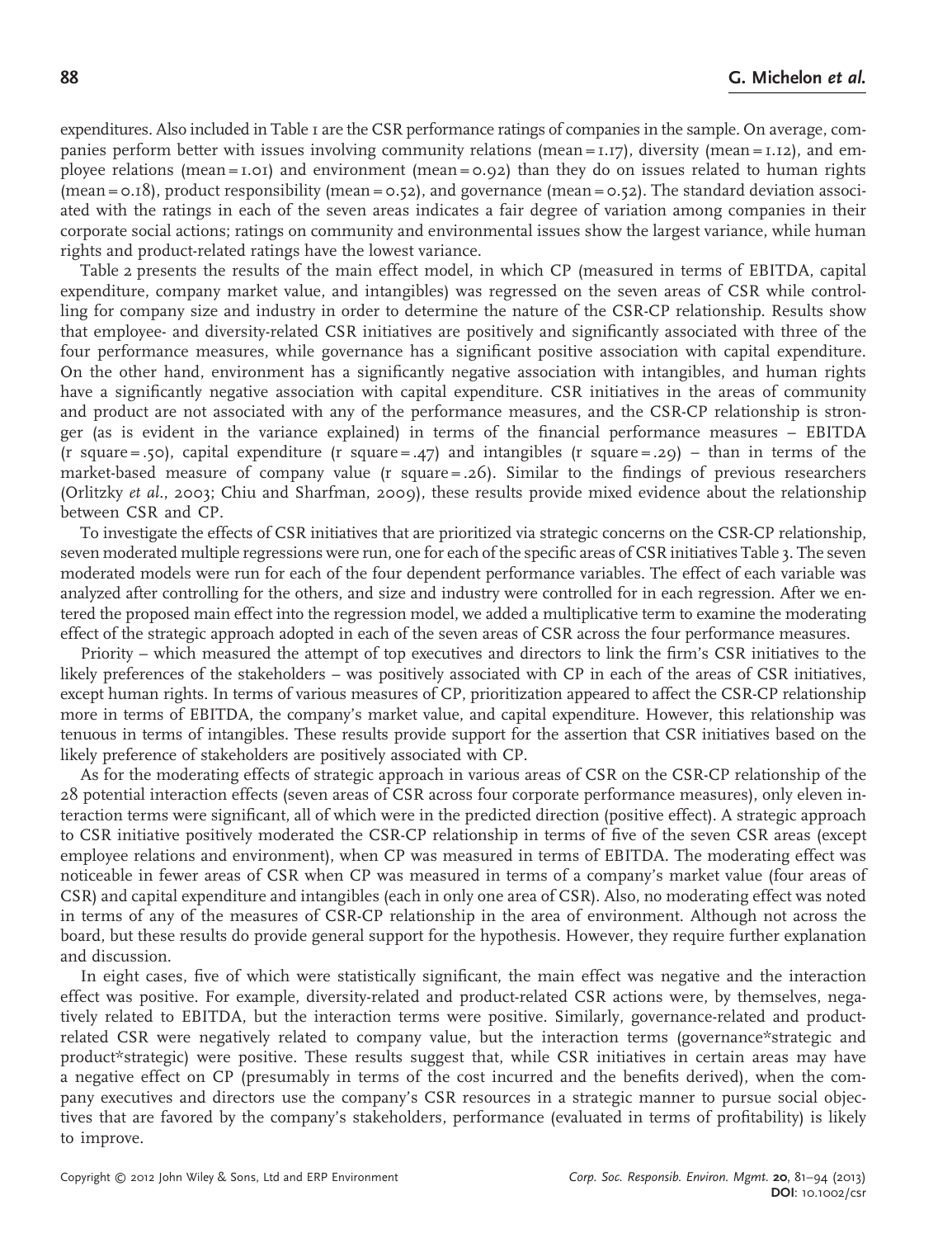expenditures. Also included in Table 1 are the CSR performance ratings of companies in the sample. On average, companies perform better with issues involving community relations (mean = 1.17), diversity (mean = 1.12), and employee relations (mean = 1.01) and environment (mean = 0.92) than they do on issues related to human rights (mean = 0.18), product responsibility (mean = 0.52), and governance (mean = 0.52). The standard deviation associated with the ratings in each of the seven areas indicates a fair degree of variation among companies in their corporate social actions; ratings on community and environmental issues show the largest variance, while human rights and product-related ratings have the lowest variance.

Table 2 presents the results of the main effect model, in which CP (measured in terms of EBITDA, capital expenditure, company market value, and intangibles) was regressed on the seven areas of CSR while controlling for company size and industry in order to determine the nature of the CSR-CP relationship. Results show that employee- and diversity-related CSR initiatives are positively and significantly associated with three of the four performance measures, while governance has a significant positive association with capital expenditure. On the other hand, environment has a significantly negative association with intangibles, and human rights have a significantly negative association with capital expenditure. CSR initiatives in the areas of community and product are not associated with any of the performance measures, and the CSR-CP relationship is stronger (as is evident in the variance explained) in terms of the financial performance measures – EBITDA (r square = .50), capital expenditure (r square = .47) and intangibles (r square = .29) – than in terms of the market-based measure of company value (r square = .26). Similar to the findings of previous researchers (Orlitzky *et al.*, 2003; Chiu and Sharfman, 2009), these results provide mixed evidence about the relationship between CSR and CP.

To investigate the effects of CSR initiatives that are prioritized via strategic concerns on the CSR-CP relationship, seven moderated multiple regressions were run, one for each of the specific areas of CSR initiatives Table 3. The seven moderated models were run for each of the four dependent performance variables. The effect of each variable was analyzed after controlling for the others, and size and industry were controlled for in each regression. After we entered the proposed main effect into the regression model, we added a multiplicative term to examine the moderating effect of the strategic approach adopted in each of the seven areas of CSR across the four performance measures.

Priority – which measured the attempt of top executives and directors to link the firm's CSR initiatives to the likely preferences of the stakeholders – was positively associated with CP in each of the areas of CSR initiatives, except human rights. In terms of various measures of CP, prioritization appeared to affect the CSR-CP relationship more in terms of EBITDA, the company's market value, and capital expenditure. However, this relationship was tenuous in terms of intangibles. These results provide support for the assertion that CSR initiatives based on the likely preference of stakeholders are positively associated with CP.

As for the moderating effects of strategic approach in various areas of CSR on the CSR-CP relationship of the 28 potential interaction effects (seven areas of CSR across four corporate performance measures), only eleven interaction terms were significant, all of which were in the predicted direction (positive effect). A strategic approach to CSR initiative positively moderated the CSR-CP relationship in terms of five of the seven CSR areas (except employee relations and environment), when CP was measured in terms of EBITDA. The moderating effect was noticeable in fewer areas of CSR when CP was measured in terms of a company's market value (four areas of CSR) and capital expenditure and intangibles (each in only one area of CSR). Also, no moderating effect was noted in terms of any of the measures of CSR-CP relationship in the area of environment. Although not across the board, but these results do provide general support for the hypothesis. However, they require further explanation and discussion.

In eight cases, five of which were statistically significant, the main effect was negative and the interaction effect was positive. For example, diversity-related and product-related CSR actions were, by themselves, negatively related to EBITDA, but the interaction terms were positive. Similarly, governance-related and product-related CSR were negatively related to company value, but the interaction terms (governance*strategic and product*strategic) were positive. These results suggest that, while CSR initiatives in certain areas may have a negative effect on CP (presumably in terms of the cost incurred and the benefits derived), when the company executives and directors use the company's CSR resources in a strategic manner to pursue social objectives that are favored by the company's stakeholders, performance (evaluated in terms of profitability) is likely to improve.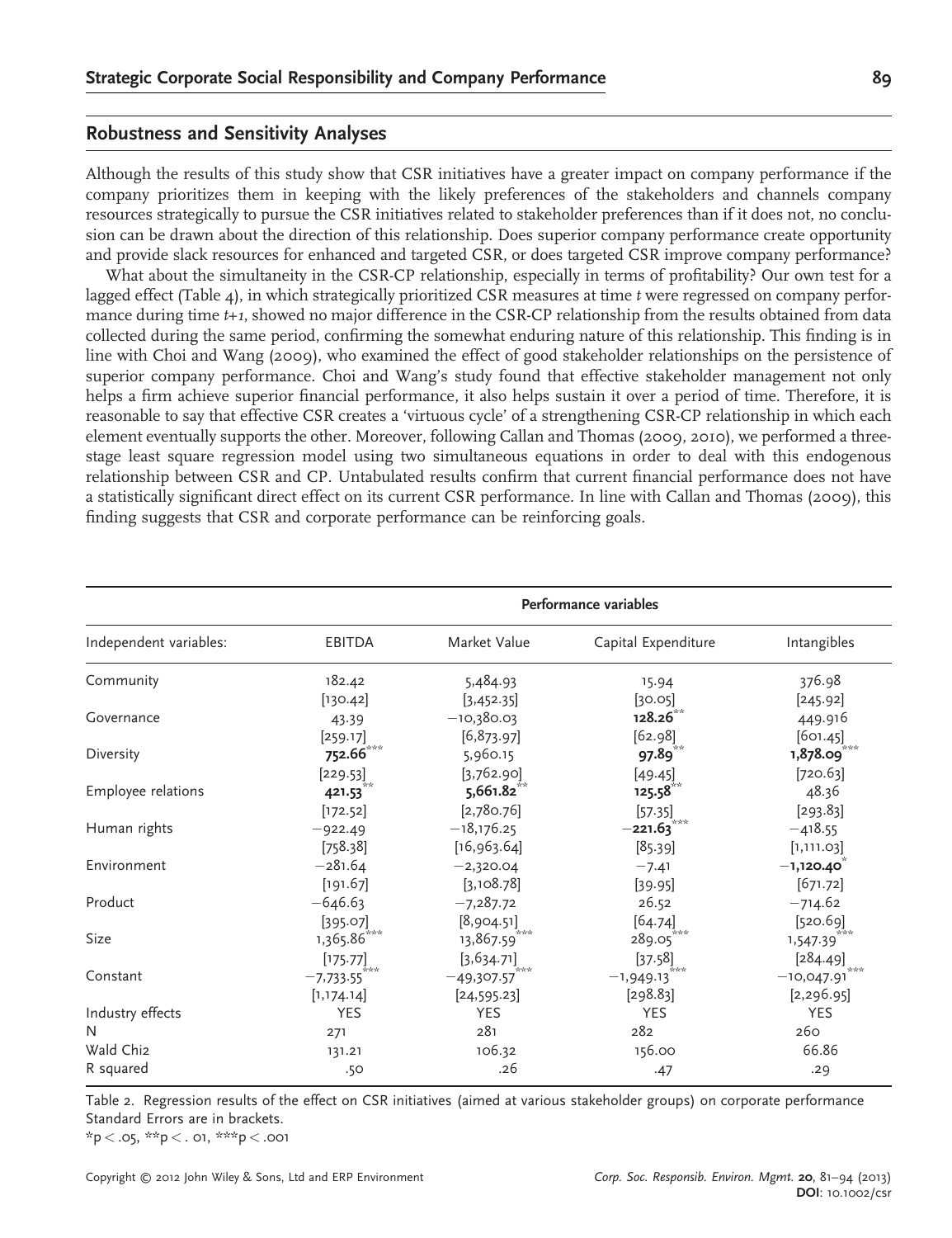## Robustness and Sensitivity Analyses

Although the results of this study show that CSR initiatives have a greater impact on company performance if the company prioritizes them in keeping with the likely preferences of the stakeholders and channels company resources strategically to pursue the CSR initiatives related to stakeholder preferences than if it does not, no conclusion can be drawn about the direction of this relationship. Does superior company performance create opportunity and provide slack resources for enhanced and targeted CSR, or does targeted CSR improve company performance?

What about the simultaneity in the CSR-CP relationship, especially in terms of profitability? Our own test for a lagged effect (Table 4), in which strategically prioritized CSR measures at time $t$ were regressed on company performance during time $t$+1, showed no major difference in the CSR-CP relationship from the results obtained from data collected during the same period, confirming the somewhat enduring nature of this relationship. This finding is in line with Choi and Wang (2009), who examined the effect of good stakeholder relationships on the persistence of superior company performance. Choi and Wang's study found that effective stakeholder management not only helps a firm achieve superior financial performance, it also helps sustain it over a period of time. Therefore, it is reasonable to say that effective CSR creates a 'virtuous cycle' of a strengthening CSR-CP relationship in which each element eventually supports the other. Moreover, following Callan and Thomas (2009, 2010), we performed a three-stage least square regression model using two simultaneous equations in order to deal with this endogenous relationship between CSR and CP. Untabulated results confirm that current financial performance does not have a statistically significant direct effect on its current CSR performance. In line with Callan and Thomas (2009), this finding suggests that CSR and corporate performance can be reinforcing goals.

| | Performance variables | | | |
|---|---|---|---|---|
| Independent variables: | EBITDA | Market Value | Capital Expenditure | Intangibles |
| Community | 182.42 | 5,484.93 | 15.94 | 376.98 |
| | [130.42] | [3,452.35] | [30.05] | [245.92] |
| Governance | 43.39 | −10,380.03 | **128.26**** | 449.916 |
| | [259.17] | [6,873.97] | [62.98] | [601.45] |
| Diversity | **752.66***** | 5,960.15 | **97.89**** | **1,878.09***** |
| | [229.53] | [3,762.90] | [49.45] | [720.63] |
| Employee relations | **421.53**** | **5,661.82**** | **125.58**** | 48.36 |
| | [172.52] | [2,780.76] | [57.35] | [293.83] |
| Human rights | −922.49 | −18,176.25 | **−221.63***** | −418.55 |
| | [758.38] | [16,963.64] | [85.39] | [1,111.03] |
| Environment | −281.64 | −2,320.04 | −7.41 | **−1,120.40*** |
| | [191.67] | [3,108.78] | [39.95] | [671.72] |
| Product | −646.63 | −7,287.72 | 26.52 | −714.62 |
| | [395.07] | [8,904.51] | [64.74] | [520.69] |
| Size | 1,365.86*** | 13,867.59*** | 289.05*** | 1,547.39*** |
| | [175.77] | [3,634.71] | [37.58] | [284.49] |
| Constant | −7,733.55*** | −49,307.57*** | −1,949.13*** | −10,047.91*** |
| | [1,174.14] | [24,595.23] | [298.83] | [2,296.95] |
| Industry effects | YES | YES | YES | YES |
| N | 271 | 281 | 282 | 260 |
| Wald Chi2 | 131.21 | 106.32 | 156.00 | 66.86 |
| R squared | .50 | .26 | .47 | .29 |

Table 2. Regression results of the effect on CSR initiatives (aimed at various stakeholder groups) on corporate performance Standard Errors are in brackets.
*$p < .05$, **$p < .01$, ***$p < .001$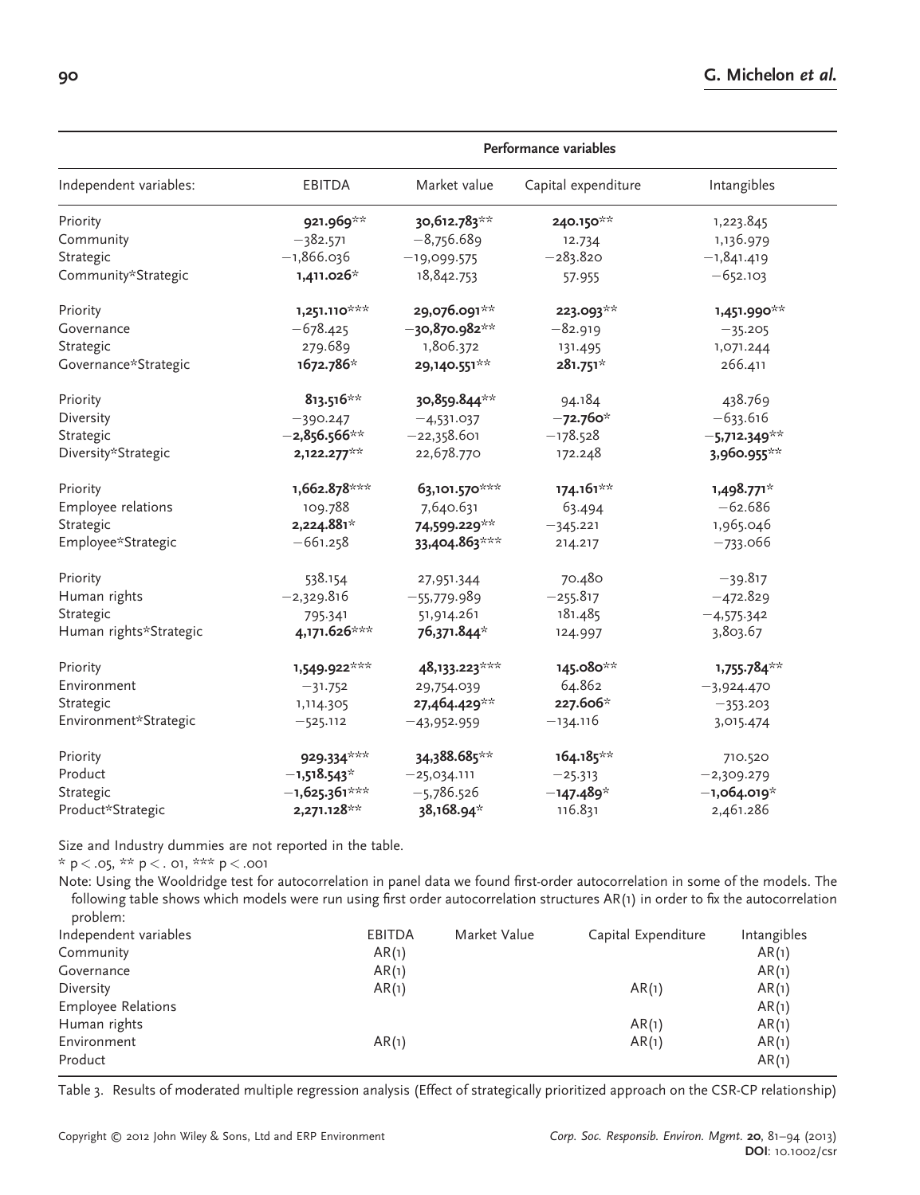| Independent variables: | Performance variables | | | |
|---|---|---|---|---|
| | EBITDA | Market value | Capital expenditure | Intangibles |
| Priority | **921.969**** | **30,612.783**** | **240.150**** | 1,223.845 |
| Community | −382.571 | −8,756.689 | 12.734 | 1,136.979 |
| Strategic | −1,866.036 | −19,099.575 | −283.820 | −1,841.419 |
| Community*Strategic | **1,411.026*** | 18,842.753 | 57.955 | −652.103 |
| Priority | **1,251.110***** | **29,076.091**** | **223.093**** | **1,451.990**** |
| Governance | −678.425 | **−30,870.982**** | −82.919 | −35.205 |
| Strategic | 279.689 | 1,806.372 | 131.495 | 1,071.244 |
| Governance*Strategic | **1672.786*** | **29,140.551**** | **281.751*** | 266.411 |
| Priority | **813.516**** | **30,859.844**** | 94.184 | 438.769 |
| Diversity | −390.247 | −4,531.037 | **−72.760*** | −633.616 |
| Strategic | **−2,856.566**** | −22,358.601 | −178.528 | **−5,712.349**** |
| Diversity*Strategic | **2,122.277**** | 22,678.770 | 172.248 | **3,960.955**** |
| Priority | **1,662.878***** | **63,101.570***** | **174.161**** | **1,498.771*** |
| Employee relations | 109.788 | 7,640.631 | 63.494 | −62.686 |
| Strategic | **2,224.881*** | **74,599.229**** | −345.221 | 1,965.046 |
| Employee*Strategic | −661.258 | **33,404.863***** | 214.217 | −733.066 |
| Priority | 538.154 | 27,951.344 | 70.480 | −39.817 |
| Human rights | −2,329.816 | −55,779.989 | −255.817 | −472.829 |
| Strategic | 795.341 | 51,914.261 | 181.485 | −4,575.342 |
| Human rights*Strategic | **4,171.626***** | **76,371.844*** | 124.997 | 3,803.67 |
| Priority | **1,549.922***** | **48,133.223***** | **145.080**** | **1,755.784**** |
| Environment | −31.752 | 29,754.039 | 64.862 | −3,924.470 |
| Strategic | 1,114.305 | **27,464.429**** | **227.606*** | −353.203 |
| Environment*Strategic | −525.112 | −43,952.959 | −134.116 | 3,015.474 |
| Priority | **929.334***** | **34,388.685**** | **164.185**** | 710.520 |
| Product | **−1,518.543*** | −25,034.111 | −25.313 | −2,309.279 |
| Strategic | **−1,625.361***** | −5,786.526 | **−147.489*** | **−1,064.019*** |
| Product*Strategic | **2,271.128**** | **38,168.94*** | 116.831 | 2,461.286 |

Size and Industry dummies are not reported in the table.

* $p < .05$, ** $p < .01$, *** $p < .001$

Note: Using the Wooldridge test for autocorrelation in panel data we found first-order autocorrelation in some of the models. The following table shows which models were run using first order autocorrelation structures AR(1) in order to fix the autocorrelation problem:

| Independent variables | EBITDA | Market Value | Capital Expenditure | Intangibles |
|---|---|---|---|---|
| Community | AR(1) | | | AR(1) |
| Governance | AR(1) | | | AR(1) |
| Diversity | AR(1) | | AR(1) | AR(1) |
| Employee Relations | | | | AR(1) |
| Human rights | | | AR(1) | AR(1) |
| Environment | AR(1) | | AR(1) | AR(1) |
| Product | | | | AR(1) |

Table 3. Results of moderated multiple regression analysis (Effect of strategically prioritized approach on the CSR-CP relationship)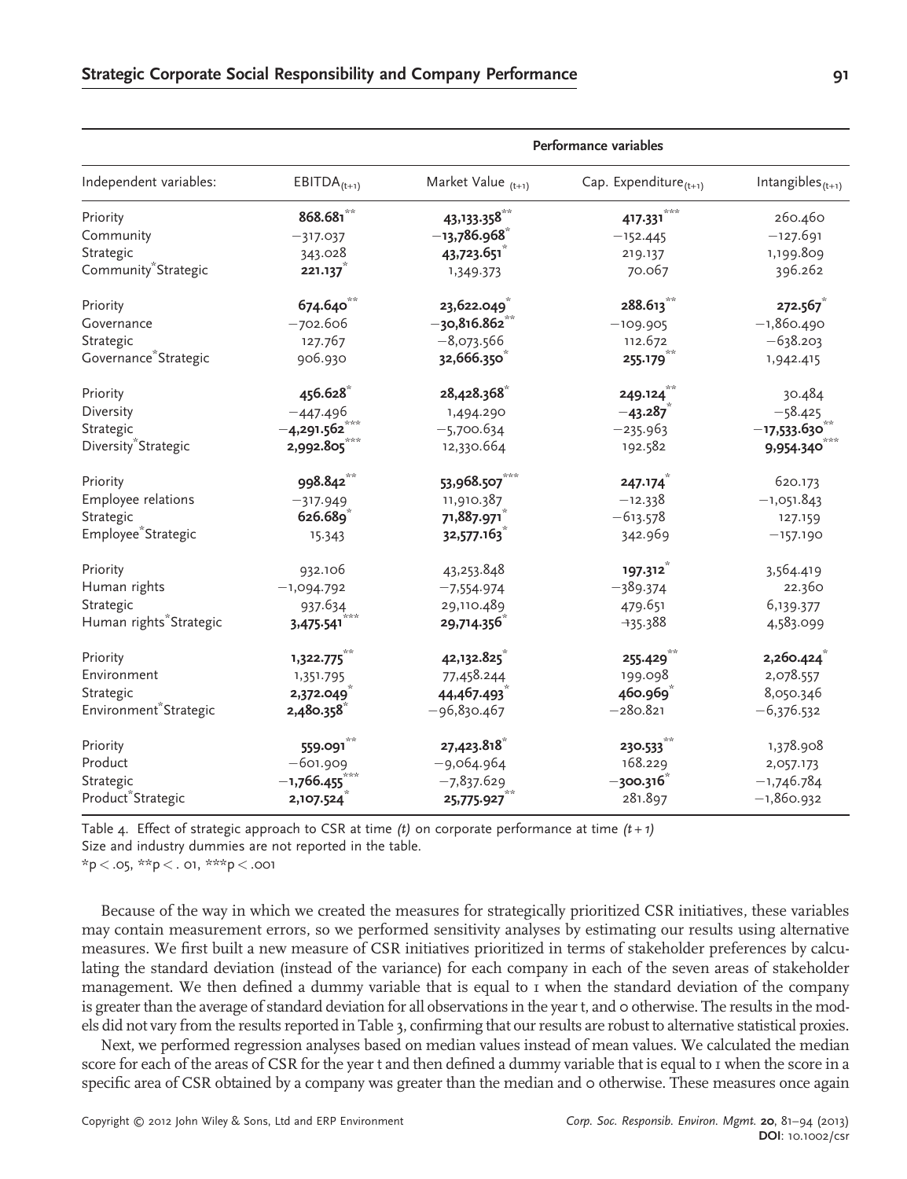| Independent variables: | Performance variables | | | |
|---|---|---|---|---|
| | $EBITDA_{(t+1)}$ | Market Value $_{(t+1)}$ | Cap. Expenditure$_{(t+1)}$ | Intangibles$_{(t+1)}$ |
| Priority | **868.681**** | **43,133.358**** | **417.331***** | 260.460 |
| Community | −317.037 | **−13,786.968*** | −152.445 | −127.691 |
| Strategic | 343.028 | **43,723.651*** | 219.137 | 1,199.809 |
| Community*Strategic | **221.137*** | 1,349.373 | 70.067 | 396.262 |
| Priority | **674.640**** | **23,622.049*** | **288.613**** | **272.567*** |
| Governance | −702.606 | **−30,816.862**** | −109.905 | −1,860.490 |
| Strategic | 127.767 | −8,073.566 | 112.672 | −638.203 |
| Governance*Strategic | 906.930 | **32,666.350*** | **255.179**** | 1,942.415 |
| Priority | **456.628*** | **28,428.368*** | **249.124**** | 30.484 |
| Diversity | −447.496 | 1,494.290 | **−43.287*** | −58.425 |
| Strategic | **−4,291.562***** | −5,700.634 | −235.963 | **−17,533.630**** |
| Diversity*Strategic | **2,992.805***** | 12,330.664 | 192.582 | **9,954.340***** |
| Priority | **998.842**** | **53,968.507***** | **247.174*** | 620.173 |
| Employee relations | −317.949 | 11,910.387 | −12.338 | −1,051.843 |
| Strategic | **626.689*** | **71,887.971*** | −613.578 | 127.159 |
| Employee*Strategic | 15.343 | **32,577.163*** | 342.969 | −157.190 |
| Priority | 932.106 | 43,253.848 | **197.312*** | 3,564.419 |
| Human rights | −1,094.792 | −7,554.974 | −389.374 | 22.360 |
| Strategic | 937.634 | 29,110.489 | 479.651 | 6,139.377 |
| Human rights*Strategic | **3,475.541***** | **29,714.356*** | −135.388 | 4,583.099 |
| Priority | **1,322.775**** | **42,132.825*** | **255.429**** | **2,260.424*** |
| Environment | 1,351.795 | 77,458.244 | 199.098 | 2,078.557 |
| Strategic | **2,372.049*** | **44,467.493*** | **460.969*** | 8,050.346 |
| Environment*Strategic | **2,480.358*** | −96,830.467 | −280.821 | −6,376.532 |
| Priority | **559.091**** | **27,423.818*** | **230.533**** | 1,378.908 |
| Product | −601.909 | −9,064.964 | 168.229 | 2,057.173 |
| Strategic | **−1,766.455***** | −7,837.629 | **−300.316*** | −1,746.784 |
| Product*Strategic | **2,107.524*** | **25,775.927**** | 281.897 | −1,860.932 |

Table 4. Effect of strategic approach to CSR at time *(t)* on corporate performance at time *(t + 1)*
Size and industry dummies are not reported in the table.
*p < .05, **p < . 01, ***p < .001

Because of the way in which we created the measures for strategically prioritized CSR initiatives, these variables may contain measurement errors, so we performed sensitivity analyses by estimating our results using alternative measures. We first built a new measure of CSR initiatives prioritized in terms of stakeholder preferences by calculating the standard deviation (instead of the variance) for each company in each of the seven areas of stakeholder management. We then defined a dummy variable that is equal to 1 when the standard deviation of the company is greater than the average of standard deviation for all observations in the year t, and 0 otherwise. The results in the models did not vary from the results reported in Table 3, confirming that our results are robust to alternative statistical proxies.

Next, we performed regression analyses based on median values instead of mean values. We calculated the median score for each of the areas of CSR for the year t and then defined a dummy variable that is equal to 1 when the score in a specific area of CSR obtained by a company was greater than the median and 0 otherwise. These measures once again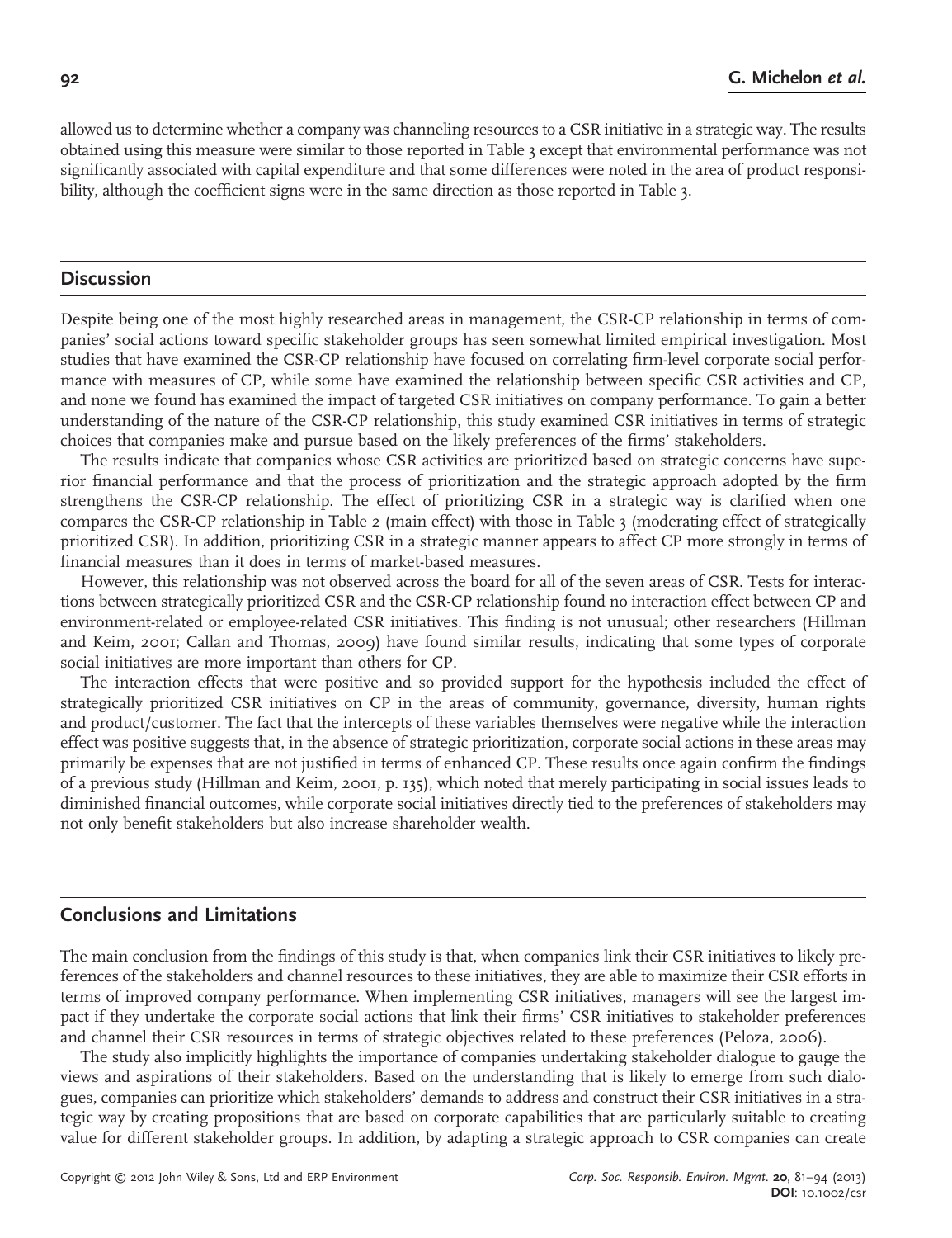allowed us to determine whether a company was channeling resources to a CSR initiative in a strategic way. The results obtained using this measure were similar to those reported in Table 3 except that environmental performance was not significantly associated with capital expenditure and that some differences were noted in the area of product responsibility, although the coefficient signs were in the same direction as those reported in Table 3.

## Discussion

Despite being one of the most highly researched areas in management, the CSR-CP relationship in terms of companies' social actions toward specific stakeholder groups has seen somewhat limited empirical investigation. Most studies that have examined the CSR-CP relationship have focused on correlating firm-level corporate social performance with measures of CP, while some have examined the relationship between specific CSR activities and CP, and none we found has examined the impact of targeted CSR initiatives on company performance. To gain a better understanding of the nature of the CSR-CP relationship, this study examined CSR initiatives in terms of strategic choices that companies make and pursue based on the likely preferences of the firms' stakeholders.

The results indicate that companies whose CSR activities are prioritized based on strategic concerns have superior financial performance and that the process of prioritization and the strategic approach adopted by the firm strengthens the CSR-CP relationship. The effect of prioritizing CSR in a strategic way is clarified when one compares the CSR-CP relationship in Table 2 (main effect) with those in Table 3 (moderating effect of strategically prioritized CSR). In addition, prioritizing CSR in a strategic manner appears to affect CP more strongly in terms of financial measures than it does in terms of market-based measures.

However, this relationship was not observed across the board for all of the seven areas of CSR. Tests for interactions between strategically prioritized CSR and the CSR-CP relationship found no interaction effect between CP and environment-related or employee-related CSR initiatives. This finding is not unusual; other researchers (Hillman and Keim, 2001; Callan and Thomas, 2009) have found similar results, indicating that some types of corporate social initiatives are more important than others for CP.

The interaction effects that were positive and so provided support for the hypothesis included the effect of strategically prioritized CSR initiatives on CP in the areas of community, governance, diversity, human rights and product/customer. The fact that the intercepts of these variables themselves were negative while the interaction effect was positive suggests that, in the absence of strategic prioritization, corporate social actions in these areas may primarily be expenses that are not justified in terms of enhanced CP. These results once again confirm the findings of a previous study (Hillman and Keim, 2001, p. 135), which noted that merely participating in social issues leads to diminished financial outcomes, while corporate social initiatives directly tied to the preferences of stakeholders may not only benefit stakeholders but also increase shareholder wealth.

## Conclusions and Limitations

The main conclusion from the findings of this study is that, when companies link their CSR initiatives to likely preferences of the stakeholders and channel resources to these initiatives, they are able to maximize their CSR efforts in terms of improved company performance. When implementing CSR initiatives, managers will see the largest impact if they undertake the corporate social actions that link their firms' CSR initiatives to stakeholder preferences and channel their CSR resources in terms of strategic objectives related to these preferences (Peloza, 2006).

The study also implicitly highlights the importance of companies undertaking stakeholder dialogue to gauge the views and aspirations of their stakeholders. Based on the understanding that is likely to emerge from such dialogues, companies can prioritize which stakeholders' demands to address and construct their CSR initiatives in a strategic way by creating propositions that are based on corporate capabilities that are particularly suitable to creating value for different stakeholder groups. In addition, by adapting a strategic approach to CSR companies can create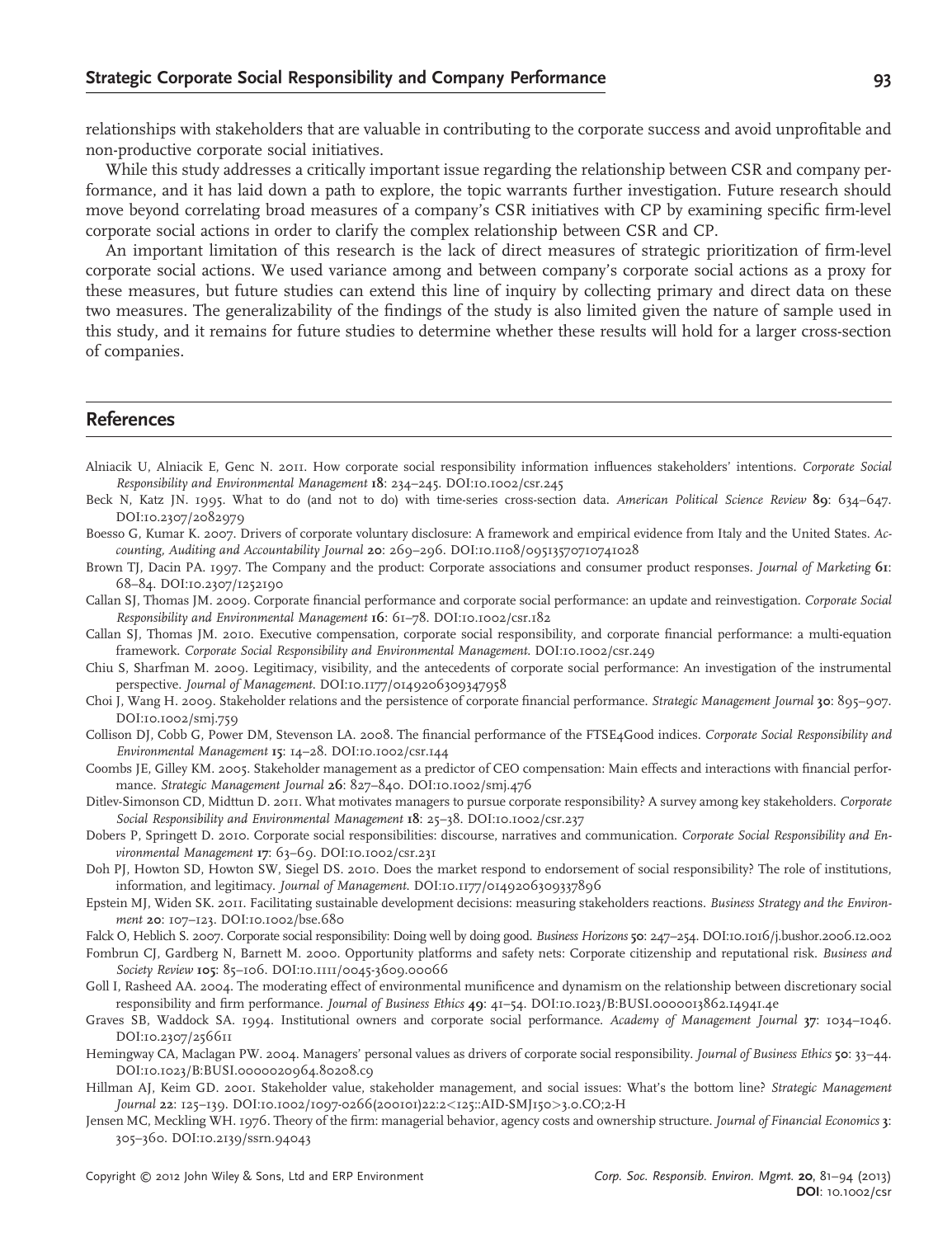relationships with stakeholders that are valuable in contributing to the corporate success and avoid unprofitable and non-productive corporate social initiatives.

While this study addresses a critically important issue regarding the relationship between CSR and company performance, and it has laid down a path to explore, the topic warrants further investigation. Future research should move beyond correlating broad measures of a company's CSR initiatives with CP by examining specific firm-level corporate social actions in order to clarify the complex relationship between CSR and CP.

An important limitation of this research is the lack of direct measures of strategic prioritization of firm-level corporate social actions. We used variance among and between company's corporate social actions as a proxy for these measures, but future studies can extend this line of inquiry by collecting primary and direct data on these two measures. The generalizability of the findings of the study is also limited given the nature of sample used in this study, and it remains for future studies to determine whether these results will hold for a larger cross-section of companies.

## References

Alniacik U, Alniacik E, Genc N. 2011. How corporate social responsibility information influences stakeholders' intentions. *Corporate Social Responsibility and Environmental Management* **18**: 234–245. DOI:10.1002/csr.245

Beck N, Katz JN. 1995. What to do (and not to do) with time-series cross-section data. *American Political Science Review* **89**: 634–647. DOI:10.2307/2082979

Boesso G, Kumar K. 2007. Drivers of corporate voluntary disclosure: A framework and empirical evidence from Italy and the United States. *Accounting, Auditing and Accountability Journal* **20**: 269–296. DOI:10.1108/09513570710741028

Brown TJ, Dacin PA. 1997. The Company and the product: Corporate associations and consumer product responses. *Journal of Marketing* **61**: 68–84. DOI:10.2307/1252190

Callan SJ, Thomas JM. 2009. Corporate financial performance and corporate social performance: an update and reinvestigation. *Corporate Social Responsibility and Environmental Management* **16**: 61–78. DOI:10.1002/csr.182

Callan SJ, Thomas JM. 2010. Executive compensation, corporate social responsibility, and corporate financial performance: a multi-equation framework. *Corporate Social Responsibility and Environmental Management*. DOI:10.1002/csr.249

Chiu S, Sharfman M. 2009. Legitimacy, visibility, and the antecedents of corporate social performance: An investigation of the instrumental perspective. *Journal of Management*. DOI:10.1177/0149206309347958

Choi J, Wang H. 2009. Stakeholder relations and the persistence of corporate financial performance. *Strategic Management Journal* **30**: 895–907. DOI:10.1002/smj.759

Collison DJ, Cobb G, Power DM, Stevenson LA. 2008. The financial performance of the FTSE4Good indices. *Corporate Social Responsibility and Environmental Management* **15**: 14–28. DOI:10.1002/csr.144

Coombs JE, Gilley KM. 2005. Stakeholder management as a predictor of CEO compensation: Main effects and interactions with financial performance. *Strategic Management Journal* **26**: 827–840. DOI:10.1002/smj.476

Ditlev-Simonson CD, Midttun D. 2011. What motivates managers to pursue corporate responsibility? A survey among key stakeholders. *Corporate Social Responsibility and Environmental Management* **18**: 25–38. DOI:10.1002/csr.237

Dobers P, Springett D. 2010. Corporate social responsibilities: discourse, narratives and communication. *Corporate Social Responsibility and Environmental Management* **17**: 63–69. DOI:10.1002/csr.231

Doh PJ, Howton SD, Howton SW, Siegel DS. 2010. Does the market respond to endorsement of social responsibility? The role of institutions, information, and legitimacy. *Journal of Management*. DOI:10.1177/0149206309337896

Epstein MJ, Widen SK. 2011. Facilitating sustainable development decisions: measuring stakeholders reactions. *Business Strategy and the Environment* **20**: 107–123. DOI:10.1002/bse.680

Falck O, Heblich S. 2007. Corporate social responsibility: Doing well by doing good. *Business Horizons* **50**: 247–254. DOI:10.1016/j.bushor.2006.12.002

Fombrun CJ, Gardberg N, Barnett M. 2000. Opportunity platforms and safety nets: Corporate citizenship and reputational risk. *Business and Society Review* **105**: 85–106. DOI:10.1111/0045-3609.00066

Goll I, Rasheed AA. 2004. The moderating effect of environmental munificence and dynamism on the relationship between discretionary social responsibility and firm performance. *Journal of Business Ethics* **49**: 41–54. DOI:10.1023/B:BUSI.0000013862.14941.4e

Graves SB, Waddock SA. 1994. Institutional owners and corporate social performance. *Academy of Management Journal* **37**: 1034–1046. DOI:10.2307/256611

Hemingway CA, Maclagan PW. 2004. Managers' personal values as drivers of corporate social responsibility. *Journal of Business Ethics* **50**: 33–44. DOI:10.1023/B:BUSI.0000020964.80208.c9

Hillman AJ, Keim GD. 2001. Stakeholder value, stakeholder management, and social issues: What's the bottom line? *Strategic Management Journal* **22**: 125–139. DOI:10.1002/1097-0266(200101)22:2<125::AID-SMJ150>3.0.CO;2-H

Jensen MC, Meckling WH. 1976. Theory of the firm: managerial behavior, agency costs and ownership structure. *Journal of Financial Economics* **3**: 305–360. DOI:10.2139/ssrn.94043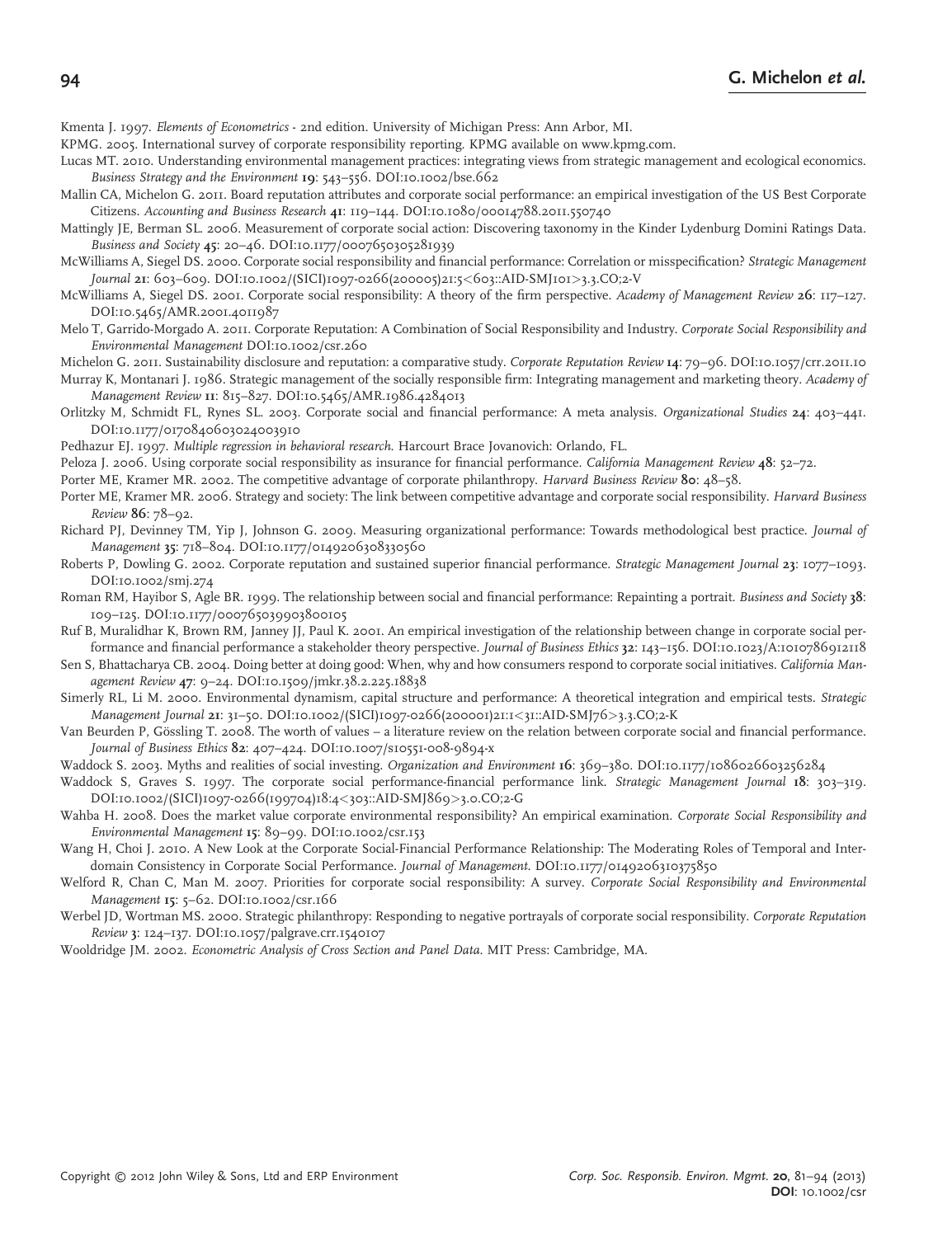Kmenta J. 1997. *Elements of Econometrics* - 2nd edition. University of Michigan Press: Ann Arbor, MI.

KPMG. 2005. International survey of corporate responsibility reporting. KPMG available on www.kpmg.com.

Lucas MT. 2010. Understanding environmental management practices: integrating views from strategic management and ecological economics. *Business Strategy and the Environment* **19**: 543–556. DOI:10.1002/bse.662

Mallin CA, Michelon G. 2011. Board reputation attributes and corporate social performance: an empirical investigation of the US Best Corporate Citizens. *Accounting and Business Research* **41**: 119–144. DOI:10.1080/00014788.2011.550740

Mattingly JE, Berman SL. 2006. Measurement of corporate social action: Discovering taxonomy in the Kinder Lydenburg Domini Ratings Data. *Business and Society* **45**: 20–46. DOI:10.1177/0007650305281939

McWilliams A, Siegel DS. 2000. Corporate social responsibility and financial performance: Correlation or misspecification? *Strategic Management Journal* **21**: 603–609. DOI:10.1002/(SICI)1097-0266(200005)21:5<603::AID-SMJ101>3.3.CO;2-V

McWilliams A, Siegel DS. 2001. Corporate social responsibility: A theory of the firm perspective. *Academy of Management Review* **26**: 117–127. DOI:10.5465/AMR.2001.4011987

Melo T, Garrido-Morgado A. 2011. Corporate Reputation: A Combination of Social Responsibility and Industry. *Corporate Social Responsibility and Environmental Management* DOI:10.1002/csr.260

Michelon G. 2011. Sustainability disclosure and reputation: a comparative study. *Corporate Reputation Review* **14**: 79–96. DOI:10.1057/crr.2011.10

Murray K, Montanari J. 1986. Strategic management of the socially responsible firm: Integrating management and marketing theory. *Academy of Management Review* **11**: 815–827. DOI:10.5465/AMR.1986.4284013

Orlitzky M, Schmidt FL, Rynes SL. 2003. Corporate social and financial performance: A meta analysis. *Organizational Studies* **24**: 403–441. DOI:10.1177/0170840603024003910

Pedhazur EJ. 1997. *Multiple regression in behavioral research*. Harcourt Brace Jovanovich: Orlando, FL.

Peloza J. 2006. Using corporate social responsibility as insurance for financial performance. *California Management Review* **48**: 52–72.

Porter ME, Kramer MR. 2002. The competitive advantage of corporate philanthropy. *Harvard Business Review* **80**: 48–58.

Porter ME, Kramer MR. 2006. Strategy and society: The link between competitive advantage and corporate social responsibility. *Harvard Business Review* **86**: 78–92.

Richard PJ, Devinney TM, Yip J, Johnson G. 2009. Measuring organizational performance: Towards methodological best practice. *Journal of Management* **35**: 718–804. DOI:10.1177/0149206308330560

Roberts P, Dowling G. 2002. Corporate reputation and sustained superior financial performance. *Strategic Management Journal* **23**: 1077–1093. DOI:10.1002/smj.274

Roman RM, Hayibor S, Agle BR. 1999. The relationship between social and financial performance: Repainting a portrait. *Business and Society* **38**: 109–125. DOI:10.1177/000765039903800105

Ruf B, Muralidhar K, Brown RM, Janney JJ, Paul K. 2001. An empirical investigation of the relationship between change in corporate social performance and financial performance a stakeholder theory perspective. *Journal of Business Ethics* **32**: 143–156. DOI:10.1023/A:1010786912118

Sen S, Bhattacharya CB. 2004. Doing better at doing good: When, why and how consumers respond to corporate social initiatives. *California Management Review* **47**: 9–24. DOI:10.1509/jmkr.38.2.225.18838

Simerly RL, Li M. 2000. Environmental dynamism, capital structure and performance: A theoretical integration and empirical tests. *Strategic Management Journal* **21**: 31–50. DOI:10.1002/(SICI)1097-0266(200001)21:1<31::AID-SMJ76>3.3.CO;2-K

Van Beurden P, Gössling T. 2008. The worth of values – a literature review on the relation between corporate social and financial performance. *Journal of Business Ethics* **82**: 407–424. DOI:10.1007/s10551-008-9894-x

Waddock S. 2003. Myths and realities of social investing. *Organization and Environment* **16**: 369–380. DOI:10.1177/1086026603256284

Waddock S, Graves S. 1997. The corporate social performance-financial performance link. *Strategic Management Journal* **18**: 303–319. DOI:10.1002/(SICI)1097-0266(199704)18:4<303::AID-SMJ869>3.0.CO;2-G

Wahba H. 2008. Does the market value corporate environmental responsibility? An empirical examination. *Corporate Social Responsibility and Environmental Management* **15**: 89–99. DOI:10.1002/csr.153

Wang H, Choi J. 2010. A New Look at the Corporate Social-Financial Performance Relationship: The Moderating Roles of Temporal and Interdomain Consistency in Corporate Social Performance. *Journal of Management*. DOI:10.1177/0149206310375850

Welford R, Chan C, Man M. 2007. Priorities for corporate social responsibility: A survey. *Corporate Social Responsibility and Environmental Management* **15**: 5–62. DOI:10.1002/csr.166

Werbel JD, Wortman MS. 2000. Strategic philanthropy: Responding to negative portrayals of corporate social responsibility. *Corporate Reputation Review* **3**: 124–137. DOI:10.1057/palgrave.crr.1540107

Wooldridge JM. 2002. *Econometric Analysis of Cross Section and Panel Data*. MIT Press: Cambridge, MA.